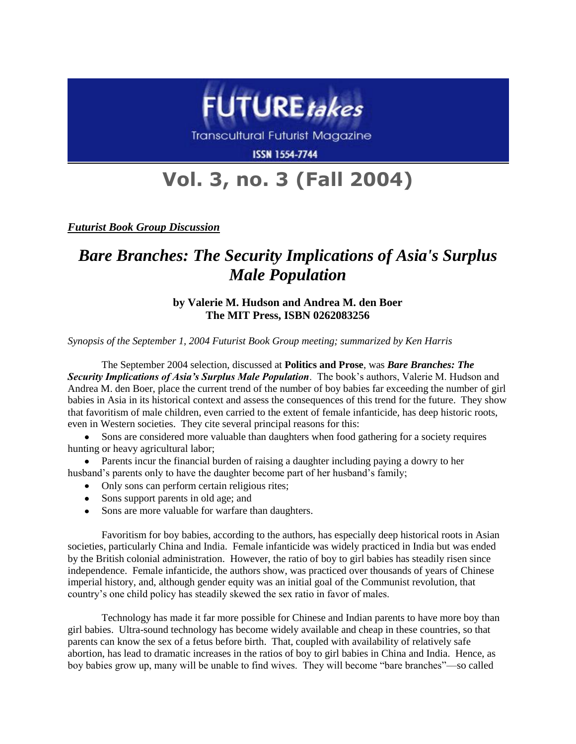FUTURE*takes*

Transcultural Futurist Magazine

ISSN 1554-7744

# Vol. 3, no. 3 (Fall 2004)

***Futurist Book Group Discussion***

## *Bare Branches: The Security Implications of Asia's Surplus Male Population*

**by Valerie M. Hudson and Andrea M. den Boer**
**The MIT Press, ISBN 0262083256**

*Synopsis of the September 1, 2004 Futurist Book Group meeting; summarized by Ken Harris*

The September 2004 selection, discussed at **Politics and Prose**, was ***Bare Branches: The Security Implications of Asia's Surplus Male Population***. The book's authors, Valerie M. Hudson and Andrea M. den Boer, place the current trend of the number of boy babies far exceeding the number of girl babies in Asia in its historical context and assess the consequences of this trend for the future. They show that favoritism of male children, even carried to the extent of female infanticide, has deep historic roots, even in Western societies. They cite several principal reasons for this:

- Sons are considered more valuable than daughters when food gathering for a society requires hunting or heavy agricultural labor;
- Parents incur the financial burden of raising a daughter including paying a dowry to her husband's parents only to have the daughter become part of her husband's family;
- Only sons can perform certain religious rites;
- Sons support parents in old age; and
- Sons are more valuable for warfare than daughters.

Favoritism for boy babies, according to the authors, has especially deep historical roots in Asian societies, particularly China and India. Female infanticide was widely practiced in India but was ended by the British colonial administration. However, the ratio of boy to girl babies has steadily risen since independence. Female infanticide, the authors show, was practiced over thousands of years of Chinese imperial history, and, although gender equity was an initial goal of the Communist revolution, that country's one child policy has steadily skewed the sex ratio in favor of males.

Technology has made it far more possible for Chinese and Indian parents to have more boy than girl babies. Ultra-sound technology has become widely available and cheap in these countries, so that parents can know the sex of a fetus before birth. That, coupled with availability of relatively safe abortion, has lead to dramatic increases in the ratios of boy to girl babies in China and India. Hence, as boy babies grow up, many will be unable to find wives. They will become "bare branches"—so called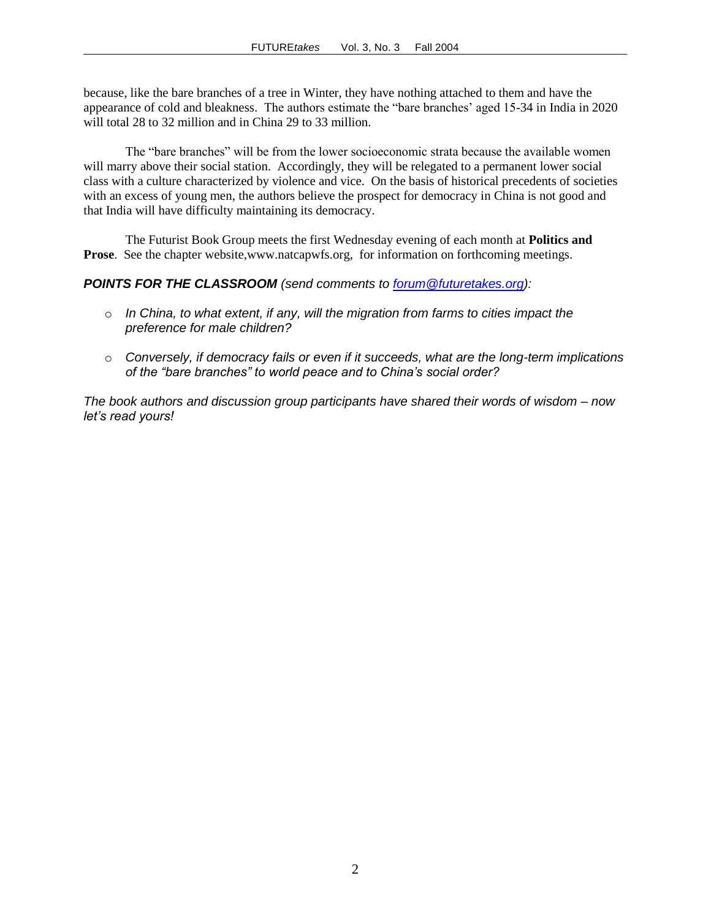because, like the bare branches of a tree in Winter, they have nothing attached to them and have the appearance of cold and bleakness. The authors estimate the "bare branches' aged 15-34 in India in 2020 will total 28 to 32 million and in China 29 to 33 million.

The "bare branches" will be from the lower socioeconomic strata because the available women will marry above their social station. Accordingly, they will be relegated to a permanent lower social class with a culture characterized by violence and vice. On the basis of historical precedents of societies with an excess of young men, the authors believe the prospect for democracy in China is not good and that India will have difficulty maintaining its democracy.

The Futurist Book Group meets the first Wednesday evening of each month at **Politics and Prose**. See the chapter website,www.natcapwfs.org, for information on forthcoming meetings.

***POINTS FOR THE CLASSROOM*** *(send comments to forum@futuretakes.org):*

- *In China, to what extent, if any, will the migration from farms to cities impact the preference for male children?*
- *Conversely, if democracy fails or even if it succeeds, what are the long-term implications of the "bare branches" to world peace and to China's social order?*

*The book authors and discussion group participants have shared their words of wisdom – now let's read yours!*